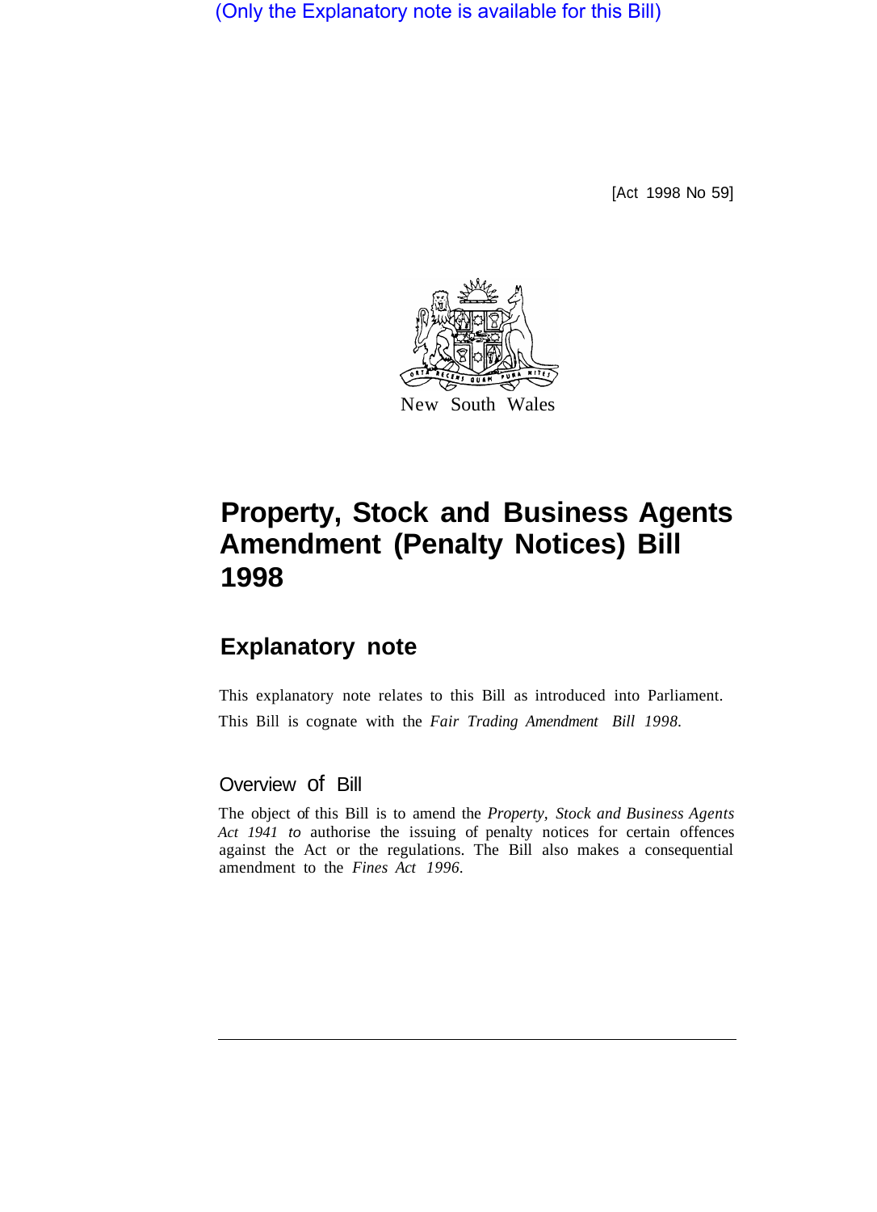(Only the Explanatory note is available for this Bill)

[Act 1998 No 59]

New South Wales

# Property, Stock and Business Agents Amendment (Penalty Notices) Bill 1998

## Explanatory note

This explanatory note relates to this Bill as introduced into Parliament.
This Bill is cognate with the *Fair Trading Amendment Bill 1998*.

### Overview of Bill

The object of this Bill is to amend the *Property, Stock and Business Agents Act 1941 to* authorise the issuing of penalty notices for certain offences against the Act or the regulations. The Bill also makes a consequential amendment to the *Fines Act 1996*.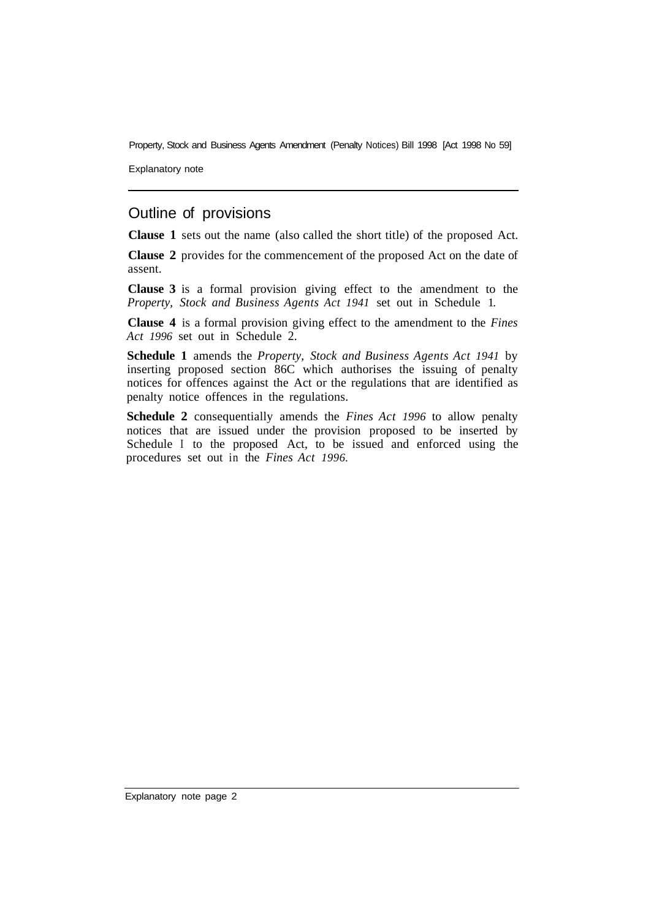## Outline of provisions

**Clause 1** sets out the name (also called the short title) of the proposed Act.

**Clause 2** provides for the commencement of the proposed Act on the date of assent.

**Clause 3** is a formal provision giving effect to the amendment to the *Property, Stock and Business Agents Act 1941* set out in Schedule 1.

**Clause 4** is a formal provision giving effect to the amendment to the *Fines Act 1996* set out in Schedule 2.

**Schedule 1** amends the *Property, Stock and Business Agents Act 1941* by inserting proposed section 86C which authorises the issuing of penalty notices for offences against the Act or the regulations that are identified as penalty notice offences in the regulations.

**Schedule 2** consequentially amends the *Fines Act 1996* to allow penalty notices that are issued under the provision proposed to be inserted by Schedule 1 to the proposed Act, to be issued and enforced using the procedures set out in the *Fines Act 1996*.